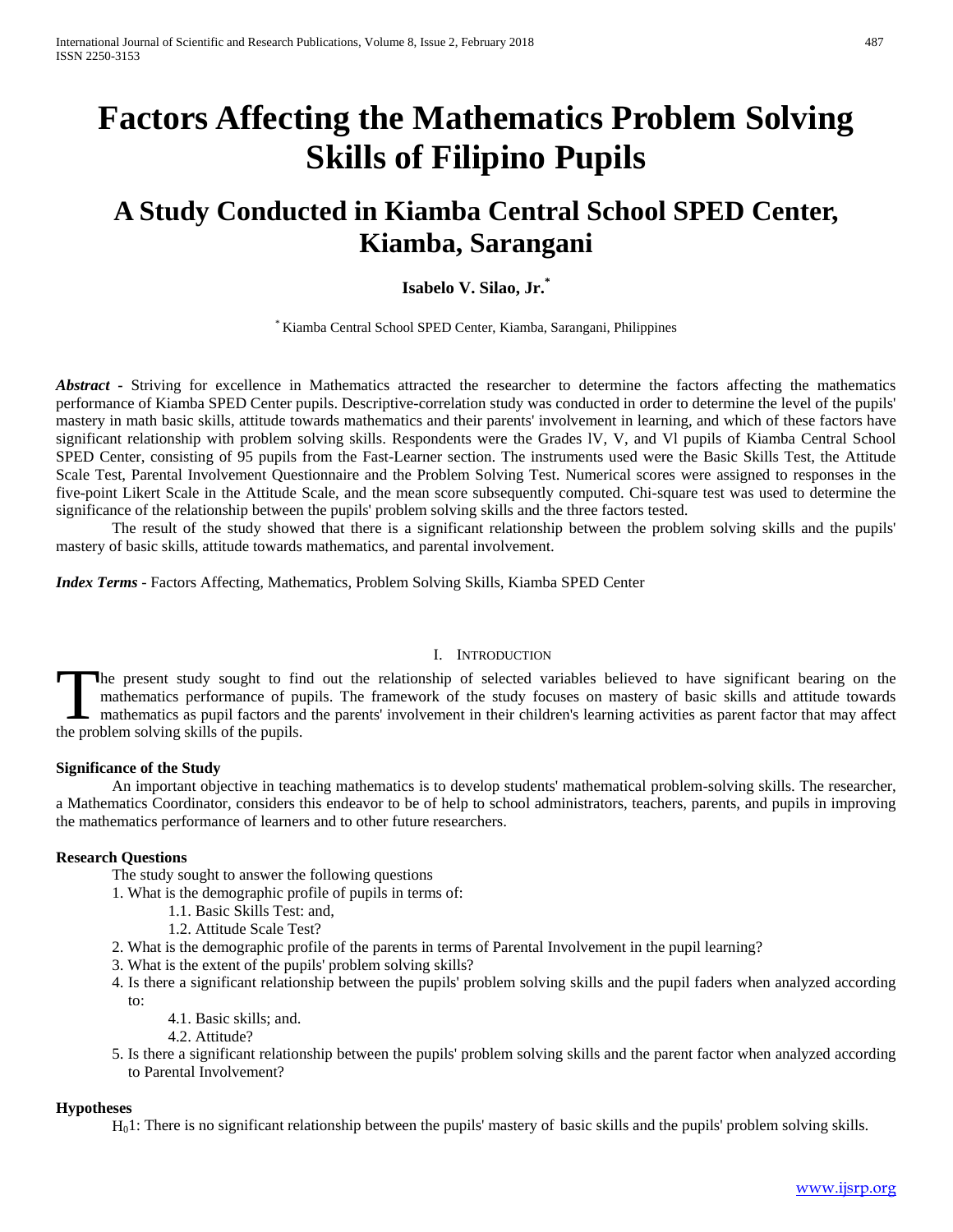# Factors Affecting the Mathematics Problem Solving Skills of Filipino Pupils

## A Study Conducted in Kiamba Central School SPED Center, Kiamba, Sarangani

**Isabelo V. Silao, Jr.***

* Kiamba Central School SPED Center, Kiamba, Sarangani, Philippines

***Abstract*** - Striving for excellence in Mathematics attracted the researcher to determine the factors affecting the mathematics performance of Kiamba SPED Center pupils. Descriptive-correlation study was conducted in order to determine the level of the pupils' mastery in math basic skills, attitude towards mathematics and their parents' involvement in learning, and which of these factors have significant relationship with problem solving skills. Respondents were the Grades lV, V, and Vl pupils of Kiamba Central School SPED Center, consisting of 95 pupils from the Fast-Learner section. The instruments used were the Basic Skills Test, the Attitude Scale Test, Parental Involvement Questionnaire and the Problem Solving Test. Numerical scores were assigned to responses in the five-point Likert Scale in the Attitude Scale, and the mean score subsequently computed. Chi-square test was used to determine the significance of the relationship between the pupils' problem solving skills and the three factors tested.

The result of the study showed that there is a significant relationship between the problem solving skills and the pupils' mastery of basic skills, attitude towards mathematics, and parental involvement.

***Index Terms*** - Factors Affecting, Mathematics, Problem Solving Skills, Kiamba SPED Center

## I. Introduction

The present study sought to find out the relationship of selected variables believed to have significant bearing on the mathematics performance of pupils. The framework of the study focuses on mastery of basic skills and attitude towards mathematics as pupil factors and the parents' involvement in their children's learning activities as parent factor that may affect the problem solving skills of the pupils.

### Significance of the Study

An important objective in teaching mathematics is to develop students' mathematical problem-solving skills. The researcher, a Mathematics Coordinator, considers this endeavor to be of help to school administrators, teachers, parents, and pupils in improving the mathematics performance of learners and to other future researchers.

### Research Questions

The study sought to answer the following questions

1. What is the demographic profile of pupils in terms of:
   - 1.1. Basic Skills Test: and,
   - 1.2. Attitude Scale Test?
2. What is the demographic profile of the parents in terms of Parental Involvement in the pupil learning?
3. What is the extent of the pupils' problem solving skills?
4. Is there a significant relationship between the pupils' problem solving skills and the pupil faders when analyzed according to:
   - 4.1. Basic skills; and.
   - 4.2. Attitude?
5. Is there a significant relationship between the pupils' problem solving skills and the parent factor when analyzed according to Parental Involvement?

### Hypotheses

$H_0 1$: There is no significant relationship between the pupils' mastery of basic skills and the pupils' problem solving skills.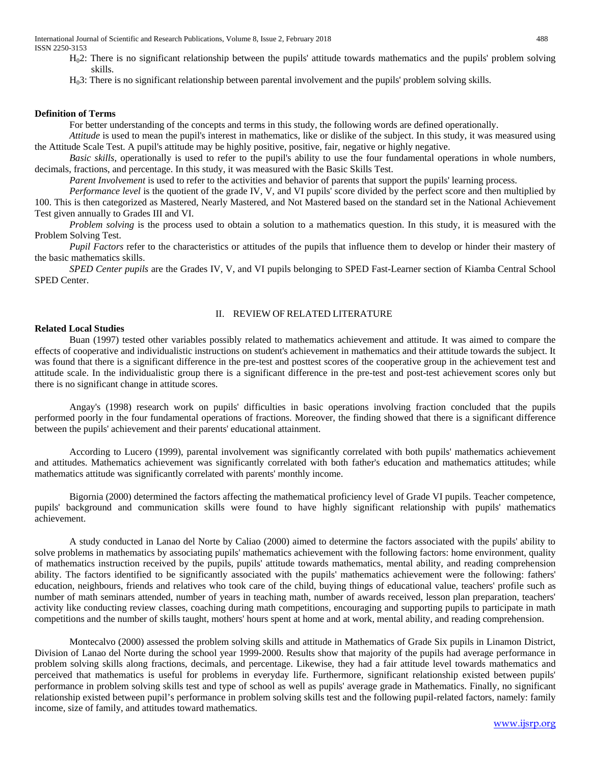$H_0$2: There is no significant relationship between the pupils' attitude towards mathematics and the pupils' problem solving skills.

$H_0$3: There is no significant relationship between parental involvement and the pupils' problem solving skills.

**Definition of Terms**

For better understanding of the concepts and terms in this study, the following words are defined operationally.

*Attitude* is used to mean the pupil's interest in mathematics, like or dislike of the subject. In this study, it was measured using the Attitude Scale Test. A pupil's attitude may be highly positive, positive, fair, negative or highly negative.

*Basic skills*, operationally is used to refer to the pupil's ability to use the four fundamental operations in whole numbers, decimals, fractions, and percentage. In this study, it was measured with the Basic Skills Test.

*Parent Involvement* is used to refer to the activities and behavior of parents that support the pupils' learning process.

*Performance level* is the quotient of the grade IV, V, and VI pupils' score divided by the perfect score and then multiplied by 100. This is then categorized as Mastered, Nearly Mastered, and Not Mastered based on the standard set in the National Achievement Test given annually to Grades III and VI.

*Problem solving* is the process used to obtain a solution to a mathematics question. In this study, it is measured with the Problem Solving Test.

*Pupil Factors* refer to the characteristics or attitudes of the pupils that influence them to develop or hinder their mastery of the basic mathematics skills.

*SPED Center pupils* are the Grades IV, V, and VI pupils belonging to SPED Fast-Learner section of Kiamba Central School SPED Center.

## II. REVIEW OF RELATED LITERATURE

**Related Local Studies**

Buan (1997) tested other variables possibly related to mathematics achievement and attitude. It was aimed to compare the effects of cooperative and individualistic instructions on student's achievement in mathematics and their attitude towards the subject. It was found that there is a significant difference in the pre-test and posttest scores of the cooperative group in the achievement test and attitude scale. In the individualistic group there is a significant difference in the pre-test and post-test achievement scores only but there is no significant change in attitude scores.

Angay's (1998) research work on pupils' difficulties in basic operations involving fraction concluded that the pupils performed poorly in the four fundamental operations of fractions. Moreover, the finding showed that there is a significant difference between the pupils' achievement and their parents' educational attainment.

According to Lucero (1999), parental involvement was significantly correlated with both pupils' mathematics achievement and attitudes. Mathematics achievement was significantly correlated with both father's education and mathematics attitudes; while mathematics attitude was significantly correlated with parents' monthly income.

Bigornia (2000) determined the factors affecting the mathematical proficiency level of Grade VI pupils. Teacher competence, pupils' background and communication skills were found to have highly significant relationship with pupils' mathematics achievement.

A study conducted in Lanao del Norte by Caliao (2000) aimed to determine the factors associated with the pupils' ability to solve problems in mathematics by associating pupils' mathematics achievement with the following factors: home environment, quality of mathematics instruction received by the pupils, pupils' attitude towards mathematics, mental ability, and reading comprehension ability. The factors identified to be significantly associated with the pupils' mathematics achievement were the following: fathers' education, neighbours, friends and relatives who took care of the child, buying things of educational value, teachers' profile such as number of math seminars attended, number of years in teaching math, number of awards received, lesson plan preparation, teachers' activity like conducting review classes, coaching during math competitions, encouraging and supporting pupils to participate in math competitions and the number of skills taught, mothers' hours spent at home and at work, mental ability, and reading comprehension.

Montecalvo (2000) assessed the problem solving skills and attitude in Mathematics of Grade Six pupils in Linamon District, Division of Lanao del Norte during the school year 1999-2000. Results show that majority of the pupils had average performance in problem solving skills along fractions, decimals, and percentage. Likewise, they had a fair attitude level towards mathematics and perceived that mathematics is useful for problems in everyday life. Furthermore, significant relationship existed between pupils' performance in problem solving skills test and type of school as well as pupils' average grade in Mathematics. Finally, no significant relationship existed between pupil's performance in problem solving skills test and the following pupil-related factors, namely: family income, size of family, and attitudes toward mathematics.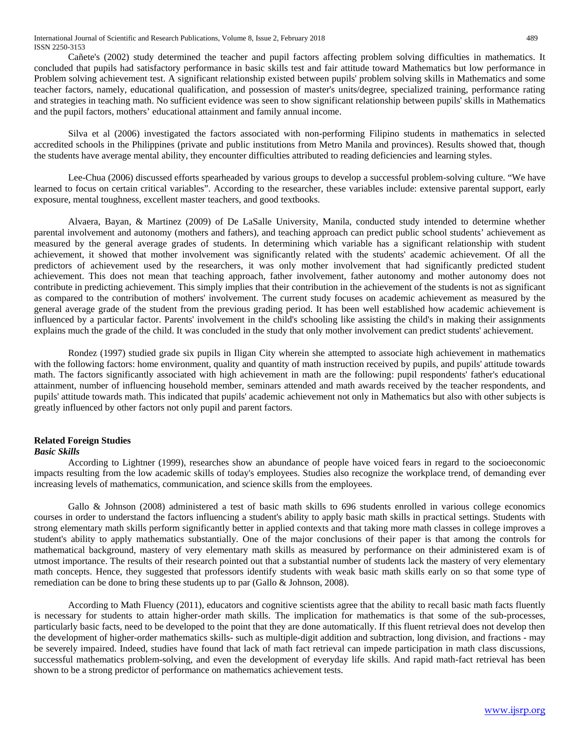Cañete's (2002) study determined the teacher and pupil factors affecting problem solving difficulties in mathematics. It concluded that pupils had satisfactory performance in basic skills test and fair attitude toward Mathematics but low performance in Problem solving achievement test. A significant relationship existed between pupils' problem solving skills in Mathematics and some teacher factors, namely, educational qualification, and possession of master's units/degree, specialized training, performance rating and strategies in teaching math. No sufficient evidence was seen to show significant relationship between pupils' skills in Mathematics and the pupil factors, mothers' educational attainment and family annual income.

Silva et al (2006) investigated the factors associated with non-performing Filipino students in mathematics in selected accredited schools in the Philippines (private and public institutions from Metro Manila and provinces). Results showed that, though the students have average mental ability, they encounter difficulties attributed to reading deficiencies and learning styles.

Lee-Chua (2006) discussed efforts spearheaded by various groups to develop a successful problem-solving culture. "We have learned to focus on certain critical variables". According to the researcher, these variables include: extensive parental support, early exposure, mental toughness, excellent master teachers, and good textbooks.

Alvaera, Bayan, & Martinez (2009) of De LaSalle University, Manila, conducted study intended to determine whether parental involvement and autonomy (mothers and fathers), and teaching approach can predict public school students' achievement as measured by the general average grades of students. In determining which variable has a significant relationship with student achievement, it showed that mother involvement was significantly related with the students' academic achievement. Of all the predictors of achievement used by the researchers, it was only mother involvement that had significantly predicted student achievement. This does not mean that teaching approach, father involvement, father autonomy and mother autonomy does not contribute in predicting achievement. This simply implies that their contribution in the achievement of the students is not as significant as compared to the contribution of mothers' involvement. The current study focuses on academic achievement as measured by the general average grade of the student from the previous grading period. It has been well established how academic achievement is influenced by a particular factor. Parents' involvement in the child's schooling like assisting the child's in making their assignments explains much the grade of the child. It was concluded in the study that only mother involvement can predict students' achievement.

Rondez (1997) studied grade six pupils in Iligan City wherein she attempted to associate high achievement in mathematics with the following factors: home environment, quality and quantity of math instruction received by pupils, and pupils' attitude towards math. The factors significantly associated with high achievement in math are the following: pupil respondents' father's educational attainment, number of influencing household member, seminars attended and math awards received by the teacher respondents, and pupils' attitude towards math. This indicated that pupils' academic achievement not only in Mathematics but also with other subjects is greatly influenced by other factors not only pupil and parent factors.

## Related Foreign Studies

### *Basic Skills*

According to Lightner (1999), researches show an abundance of people have voiced fears in regard to the socioeconomic impacts resulting from the low academic skills of today's employees. Studies also recognize the workplace trend, of demanding ever increasing levels of mathematics, communication, and science skills from the employees.

Gallo & Johnson (2008) administered a test of basic math skills to 696 students enrolled in various college economics courses in order to understand the factors influencing a student's ability to apply basic math skills in practical settings. Students with strong elementary math skills perform significantly better in applied contexts and that taking more math classes in college improves a student's ability to apply mathematics substantially. One of the major conclusions of their paper is that among the controls for mathematical background, mastery of very elementary math skills as measured by performance on their administered exam is of utmost importance. The results of their research pointed out that a substantial number of students lack the mastery of very elementary math concepts. Hence, they suggested that professors identify students with weak basic math skills early on so that some type of remediation can be done to bring these students up to par (Gallo & Johnson, 2008).

According to Math Fluency (2011), educators and cognitive scientists agree that the ability to recall basic math facts fluently is necessary for students to attain higher-order math skills. The implication for mathematics is that some of the sub-processes, particularly basic facts, need to be developed to the point that they are done automatically. If this fluent retrieval does not develop then the development of higher-order mathematics skills- such as multiple-digit addition and subtraction, long division, and fractions - may be severely impaired. Indeed, studies have found that lack of math fact retrieval can impede participation in math class discussions, successful mathematics problem-solving, and even the development of everyday life skills. And rapid math-fact retrieval has been shown to be a strong predictor of performance on mathematics achievement tests.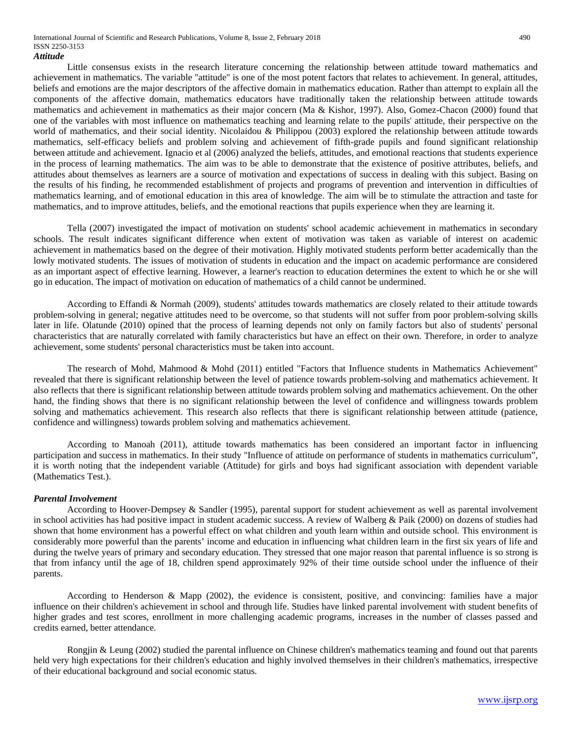### *Attitude*

Little consensus exists in the research literature concerning the relationship between attitude toward mathematics and achievement in mathematics. The variable "attitude" is one of the most potent factors that relates to achievement. In general, attitudes, beliefs and emotions are the major descriptors of the affective domain in mathematics education. Rather than attempt to explain all the components of the affective domain, mathematics educators have traditionally taken the relationship between attitude towards mathematics and achievement in mathematics as their major concern (Ma & Kishor, 1997). Also, Gomez-Chacon (2000) found that one of the variables with most influence on mathematics teaching and learning relate to the pupils' attitude, their perspective on the world of mathematics, and their social identity. Nicolaidou & Philippou (2003) explored the relationship between attitude towards mathematics, self-efficacy beliefs and problem solving and achievement of fifth-grade pupils and found significant relationship between attitude and achievement. Ignacio et al (2006) analyzed the beliefs, attitudes, and emotional reactions that students experience in the process of learning mathematics. The aim was to be able to demonstrate that the existence of positive attributes, beliefs, and attitudes about themselves as learners are a source of motivation and expectations of success in dealing with this subject. Basing on the results of his finding, he recommended establishment of projects and programs of prevention and intervention in difficulties of mathematics learning, and of emotional education in this area of knowledge. The aim will be to stimulate the attraction and taste for mathematics, and to improve attitudes, beliefs, and the emotional reactions that pupils experience when they are learning it.

Tella (2007) investigated the impact of motivation on students' school academic achievement in mathematics in secondary schools. The result indicates significant difference when extent of motivation was taken as variable of interest on academic achievement in mathematics based on the degree of their motivation. Highly motivated students perform better academically than the lowly motivated students. The issues of motivation of students in education and the impact on academic performance are considered as an important aspect of effective learning. However, a learner's reaction to education determines the extent to which he or she will go in education. The impact of motivation on education of mathematics of a child cannot be undermined.

According to Effandi & Normah (2009), students' attitudes towards mathematics are closely related to their attitude towards problem-solving in general; negative attitudes need to be overcome, so that students will not suffer from poor problem-solving skills later in life. Olatunde (2010) opined that the process of learning depends not only on family factors but also of students' personal characteristics that are naturally correlated with family characteristics but have an effect on their own. Therefore, in order to analyze achievement, some students' personal characteristics must be taken into account.

The research of Mohd, Mahmood & Mohd (2011) entitled "Factors that Influence students in Mathematics Achievement" revealed that there is significant relationship between the level of patience towards problem-solving and mathematics achievement. It also reflects that there is significant relationship between attitude towards problem solving and mathematics achievement. On the other hand, the finding shows that there is no significant relationship between the level of confidence and willingness towards problem solving and mathematics achievement. This research also reflects that there is significant relationship between attitude (patience, confidence and willingness) towards problem solving and mathematics achievement.

According to Manoah (2011), attitude towards mathematics has been considered an important factor in influencing participation and success in mathematics. In their study "Influence of attitude on performance of students in mathematics curriculum", it is worth noting that the independent variable (Attitude) for girls and boys had significant association with dependent variable (Mathematics Test.).

### *Parental Involvement*

According to Hoover-Dempsey & Sandler (1995), parental support for student achievement as well as parental involvement in school activities has had positive impact in student academic success. A review of Walberg & Paik (2000) on dozens of studies had shown that home environment has a powerful effect on what children and youth learn within and outside school. This environment is considerably more powerful than the parents' income and education in influencing what children learn in the first six years of life and during the twelve years of primary and secondary education. They stressed that one major reason that parental influence is so strong is that from infancy until the age of 18, children spend approximately 92% of their time outside school under the influence of their parents.

According to Henderson & Mapp (2002), the evidence is consistent, positive, and convincing: families have a major influence on their children's achievement in school and through life. Studies have linked parental involvement with student benefits of higher grades and test scores, enrollment in more challenging academic programs, increases in the number of classes passed and credits earned, better attendance.

Rongjin & Leung (2002) studied the parental influence on Chinese children's mathematics teaming and found out that parents held very high expectations for their children's education and highly involved themselves in their children's mathematics, irrespective of their educational background and social economic status.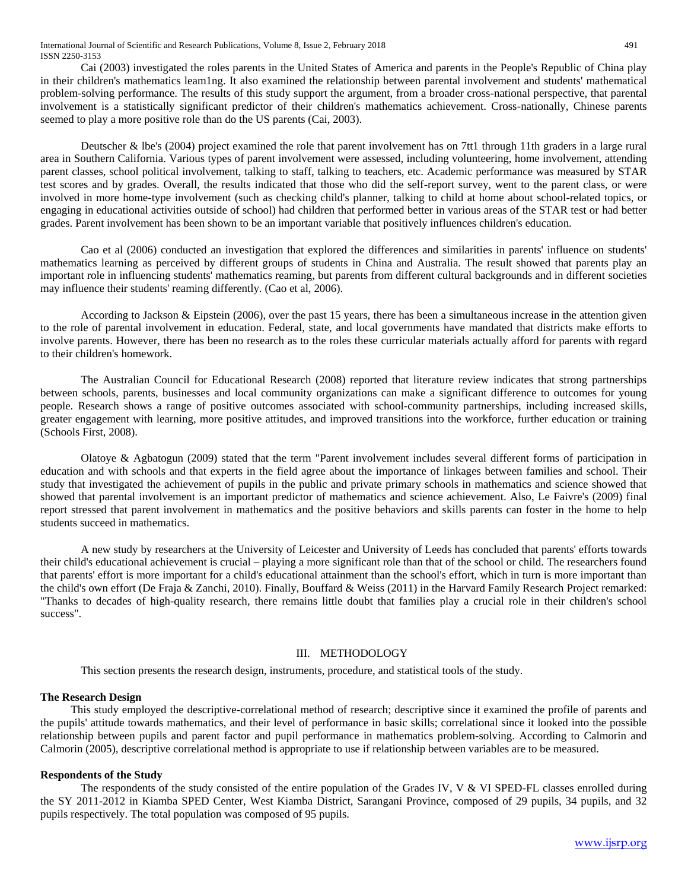Cai (2003) investigated the roles parents in the United States of America and parents in the People's Republic of China play in their children's mathematics leam1ng. It also examined the relationship between parental involvement and students' mathematical problem-solving performance. The results of this study support the argument, from a broader cross-national perspective, that parental involvement is a statistically significant predictor of their children's mathematics achievement. Cross-nationally, Chinese parents seemed to play a more positive role than do the US parents (Cai, 2003).

Deutscher & lbe's (2004) project examined the role that parent involvement has on 7tt1 through 11th graders in a large rural area in Southern California. Various types of parent involvement were assessed, including volunteering, home involvement, attending parent classes, school political involvement, talking to staff, talking to teachers, etc. Academic performance was measured by STAR test scores and by grades. Overall, the results indicated that those who did the self-report survey, went to the parent class, or were involved in more home-type involvement (such as checking child's planner, talking to child at home about school-related topics, or engaging in educational activities outside of school) had children that performed better in various areas of the STAR test or had better grades. Parent involvement has been shown to be an important variable that positively influences children's education.

Cao et al (2006) conducted an investigation that explored the differences and similarities in parents' influence on students' mathematics learning as perceived by different groups of students in China and Australia. The result showed that parents play an important role in influencing students' mathematics reaming, but parents from different cultural backgrounds and in different societies may influence their students' reaming differently. (Cao et al, 2006).

According to Jackson & Eipstein (2006), over the past 15 years, there has been a simultaneous increase in the attention given to the role of parental involvement in education. Federal, state, and local governments have mandated that districts make efforts to involve parents. However, there has been no research as to the roles these curricular materials actually afford for parents with regard to their children's homework.

The Australian Council for Educational Research (2008) reported that literature review indicates that strong partnerships between schools, parents, businesses and local community organizations can make a significant difference to outcomes for young people. Research shows a range of positive outcomes associated with school-community partnerships, including increased skills, greater engagement with learning, more positive attitudes, and improved transitions into the workforce, further education or training (Schools First, 2008).

Olatoye & Agbatogun (2009) stated that the term "Parent involvement includes several different forms of participation in education and with schools and that experts in the field agree about the importance of linkages between families and school. Their study that investigated the achievement of pupils in the public and private primary schools in mathematics and science showed that showed that parental involvement is an important predictor of mathematics and science achievement. Also, Le Faivre's (2009) final report stressed that parent involvement in mathematics and the positive behaviors and skills parents can foster in the home to help students succeed in mathematics.

A new study by researchers at the University of Leicester and University of Leeds has concluded that parents' efforts towards their child's educational achievement is crucial – playing a more significant role than that of the school or child. The researchers found that parents' effort is more important for a child's educational attainment than the school's effort, which in turn is more important than the child's own effort (De Fraja & Zanchi, 2010). Finally, Bouffard & Weiss (2011) in the Harvard Family Research Project remarked: "Thanks to decades of high-quality research, there remains little doubt that families play a crucial role in their children's school success".

## III. METHODOLOGY

This section presents the research design, instruments, procedure, and statistical tools of the study.

**The Research Design**

This study employed the descriptive-correlational method of research; descriptive since it examined the profile of parents and the pupils' attitude towards mathematics, and their level of performance in basic skills; correlational since it looked into the possible relationship between pupils and parent factor and pupil performance in mathematics problem-solving. According to Calmorin and Calmorin (2005), descriptive correlational method is appropriate to use if relationship between variables are to be measured.

**Respondents of the Study**

The respondents of the study consisted of the entire population of the Grades IV, V & VI SPED-FL classes enrolled during the SY 2011-2012 in Kiamba SPED Center, West Kiamba District, Sarangani Province, composed of 29 pupils, 34 pupils, and 32 pupils respectively. The total population was composed of 95 pupils.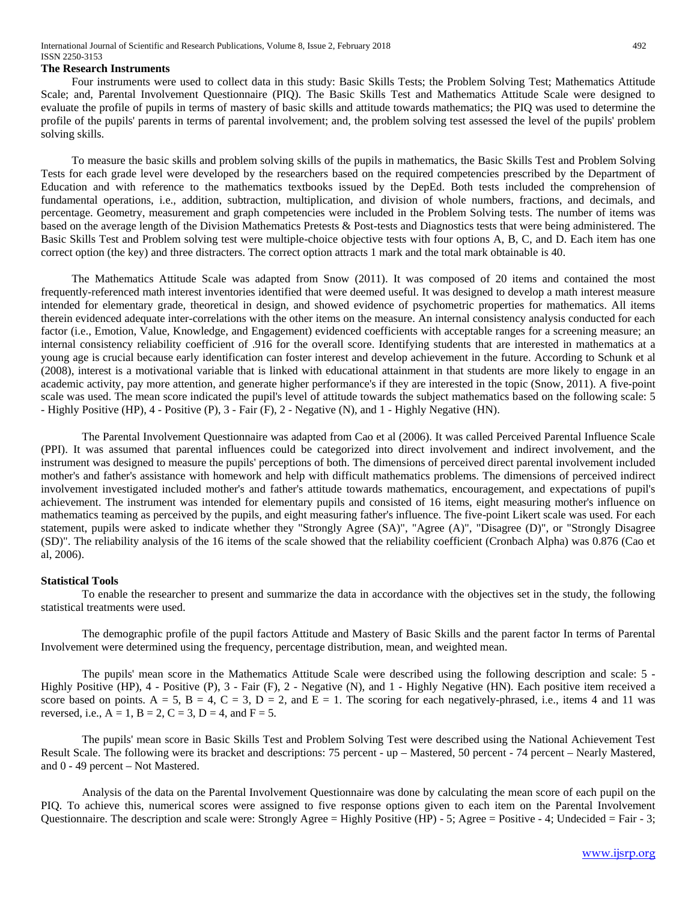### The Research Instruments

Four instruments were used to collect data in this study: Basic Skills Tests; the Problem Solving Test; Mathematics Attitude Scale; and, Parental Involvement Questionnaire (PIQ). The Basic Skills Test and Mathematics Attitude Scale were designed to evaluate the profile of pupils in terms of mastery of basic skills and attitude towards mathematics; the PIQ was used to determine the profile of the pupils' parents in terms of parental involvement; and, the problem solving test assessed the level of the pupils' problem solving skills.

To measure the basic skills and problem solving skills of the pupils in mathematics, the Basic Skills Test and Problem Solving Tests for each grade level were developed by the researchers based on the required competencies prescribed by the Department of Education and with reference to the mathematics textbooks issued by the DepEd. Both tests included the comprehension of fundamental operations, i.e., addition, subtraction, multiplication, and division of whole numbers, fractions, and decimals, and percentage. Geometry, measurement and graph competencies were included in the Problem Solving tests. The number of items was based on the average length of the Division Mathematics Pretests & Post-tests and Diagnostics tests that were being administered. The Basic Skills Test and Problem solving test were multiple-choice objective tests with four options A, B, C, and D. Each item has one correct option (the key) and three distracters. The correct option attracts 1 mark and the total mark obtainable is 40.

The Mathematics Attitude Scale was adapted from Snow (2011). It was composed of 20 items and contained the most frequently-referenced math interest inventories identified that were deemed useful. It was designed to develop a math interest measure intended for elementary grade, theoretical in design, and showed evidence of psychometric properties for mathematics. All items therein evidenced adequate inter-correlations with the other items on the measure. An internal consistency analysis conducted for each factor (i.e., Emotion, Value, Knowledge, and Engagement) evidenced coefficients with acceptable ranges for a screening measure; an internal consistency reliability coefficient of .916 for the overall score. Identifying students that are interested in mathematics at a young age is crucial because early identification can foster interest and develop achievement in the future. According to Schunk et al (2008), interest is a motivational variable that is linked with educational attainment in that students are more likely to engage in an academic activity, pay more attention, and generate higher performance's if they are interested in the topic (Snow, 2011). A five-point scale was used. The mean score indicated the pupil's level of attitude towards the subject mathematics based on the following scale: 5 - Highly Positive (HP), 4 - Positive (P), 3 - Fair (F), 2 - Negative (N), and 1 - Highly Negative (HN).

The Parental Involvement Questionnaire was adapted from Cao et al (2006). It was called Perceived Parental Influence Scale (PPI). It was assumed that parental influences could be categorized into direct involvement and indirect involvement, and the instrument was designed to measure the pupils' perceptions of both. The dimensions of perceived direct parental involvement included mother's and father's assistance with homework and help with difficult mathematics problems. The dimensions of perceived indirect involvement investigated included mother's and father's attitude towards mathematics, encouragement, and expectations of pupil's achievement. The instrument was intended for elementary pupils and consisted of 16 items, eight measuring mother's influence on mathematics teaming as perceived by the pupils, and eight measuring father's influence. The five-point Likert scale was used. For each statement, pupils were asked to indicate whether they "Strongly Agree (SA)", "Agree (A)", "Disagree (D)", or "Strongly Disagree (SD)". The reliability analysis of the 16 items of the scale showed that the reliability coefficient (Cronbach Alpha) was 0.876 (Cao et al, 2006).

### Statistical Tools

To enable the researcher to present and summarize the data in accordance with the objectives set in the study, the following statistical treatments were used.

The demographic profile of the pupil factors Attitude and Mastery of Basic Skills and the parent factor In terms of Parental Involvement were determined using the frequency, percentage distribution, mean, and weighted mean.

The pupils' mean score in the Mathematics Attitude Scale were described using the following description and scale: 5 - Highly Positive (HP), 4 - Positive (P), 3 - Fair (F), 2 - Negative (N), and 1 - Highly Negative (HN). Each positive item received a score based on points. A = 5, B = 4, C = 3, D = 2, and E = 1. The scoring for each negatively-phrased, i.e., items 4 and 11 was reversed, i.e., A = 1, B = 2, C = 3, D = 4, and F = 5.

The pupils' mean score in Basic Skills Test and Problem Solving Test were described using the National Achievement Test Result Scale. The following were its bracket and descriptions: 75 percent - up – Mastered, 50 percent - 74 percent – Nearly Mastered, and 0 - 49 percent – Not Mastered.

Analysis of the data on the Parental Involvement Questionnaire was done by calculating the mean score of each pupil on the PIQ. To achieve this, numerical scores were assigned to five response options given to each item on the Parental Involvement Questionnaire. The description and scale were: Strongly Agree = Highly Positive (HP) - 5; Agree = Positive - 4; Undecided = Fair - 3;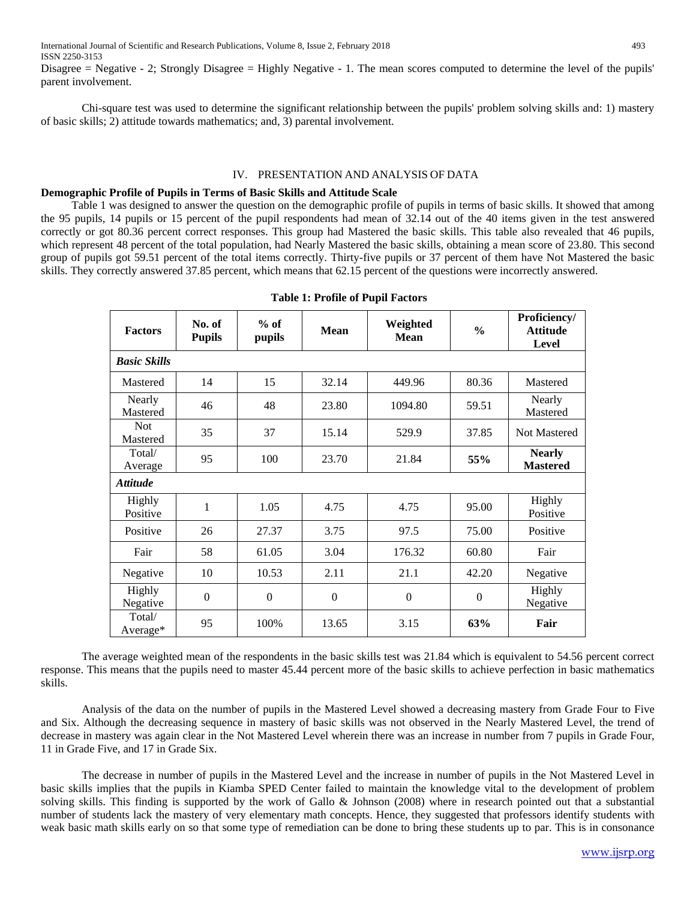Disagree = Negative - 2; Strongly Disagree = Highly Negative - 1. The mean scores computed to determine the level of the pupils' parent involvement.

Chi-square test was used to determine the significant relationship between the pupils' problem solving skills and: 1) mastery of basic skills; 2) attitude towards mathematics; and, 3) parental involvement.

## IV. PRESENTATION AND ANALYSIS OF DATA

### Demographic Profile of Pupils in Terms of Basic Skills and Attitude Scale

Table 1 was designed to answer the question on the demographic profile of pupils in terms of basic skills. It showed that among the 95 pupils, 14 pupils or 15 percent of the pupil respondents had mean of 32.14 out of the 40 items given in the test answered correctly or got 80.36 percent correct responses. This group had Mastered the basic skills. This table also revealed that 46 pupils, which represent 48 percent of the total population, had Nearly Mastered the basic skills, obtaining a mean score of 23.80. This second group of pupils got 59.51 percent of the total items correctly. Thirty-five pupils or 37 percent of them have Not Mastered the basic skills. They correctly answered 37.85 percent, which means that 62.15 percent of the questions were incorrectly answered.

**Table 1: Profile of Pupil Factors**

| Factors | No. of Pupils | % of pupils | Mean | Weighted Mean | % | Proficiency/ Attitude Level |
|---|---|---|---|---|---|---|
| ***Basic Skills*** | | | | | | |
| Mastered | 14 | 15 | 32.14 | 449.96 | 80.36 | Mastered |
| Nearly Mastered | 46 | 48 | 23.80 | 1094.80 | 59.51 | Nearly Mastered |
| Not Mastered | 35 | 37 | 15.14 | 529.9 | 37.85 | Not Mastered |
| Total/ Average | 95 | 100 | 23.70 | 21.84 | **55%** | **Nearly Mastered** |
| ***Attitude*** | | | | | | |
| Highly Positive | 1 | 1.05 | 4.75 | 4.75 | 95.00 | Highly Positive |
| Positive | 26 | 27.37 | 3.75 | 97.5 | 75.00 | Positive |
| Fair | 58 | 61.05 | 3.04 | 176.32 | 60.80 | Fair |
| Negative | 10 | 10.53 | 2.11 | 21.1 | 42.20 | Negative |
| Highly Negative | 0 | 0 | 0 | 0 | 0 | Highly Negative |
| Total/ Average* | 95 | 100% | 13.65 | 3.15 | **63%** | **Fair** |

The average weighted mean of the respondents in the basic skills test was 21.84 which is equivalent to 54.56 percent correct response. This means that the pupils need to master 45.44 percent more of the basic skills to achieve perfection in basic mathematics skills.

Analysis of the data on the number of pupils in the Mastered Level showed a decreasing mastery from Grade Four to Five and Six. Although the decreasing sequence in mastery of basic skills was not observed in the Nearly Mastered Level, the trend of decrease in mastery was again clear in the Not Mastered Level wherein there was an increase in number from 7 pupils in Grade Four, 11 in Grade Five, and 17 in Grade Six.

The decrease in number of pupils in the Mastered Level and the increase in number of pupils in the Not Mastered Level in basic skills implies that the pupils in Kiamba SPED Center failed to maintain the knowledge vital to the development of problem solving skills. This finding is supported by the work of Gallo & Johnson (2008) where in research pointed out that a substantial number of students lack the mastery of very elementary math concepts. Hence, they suggested that professors identify students with weak basic math skills early on so that some type of remediation can be done to bring these students up to par. This is in consonance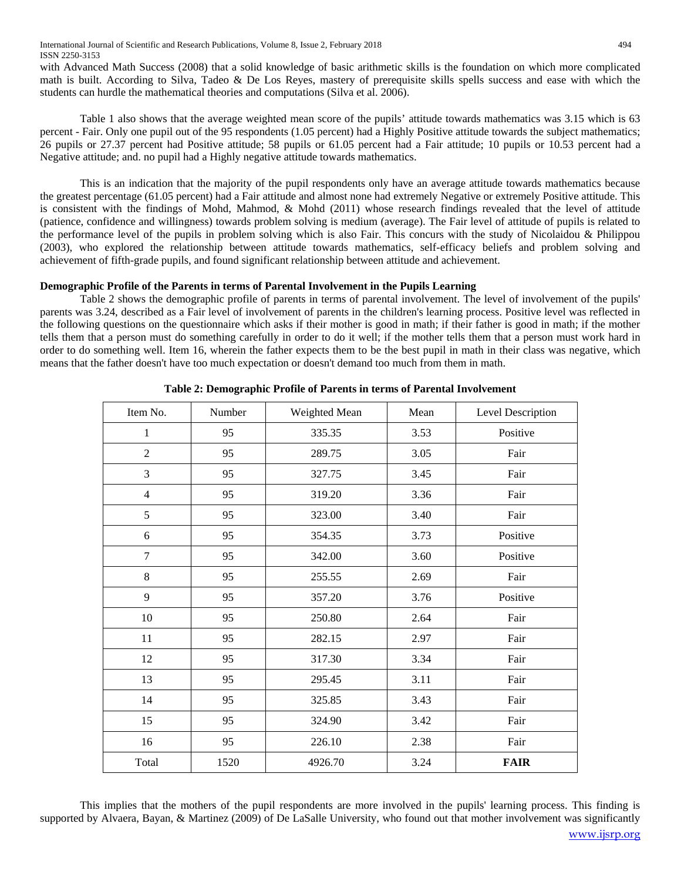with Advanced Math Success (2008) that a solid knowledge of basic arithmetic skills is the foundation on which more complicated math is built. According to Silva, Tadeo & De Los Reyes, mastery of prerequisite skills spells success and ease with which the students can hurdle the mathematical theories and computations (Silva et al. 2006).

Table 1 also shows that the average weighted mean score of the pupils' attitude towards mathematics was 3.15 which is 63 percent - Fair. Only one pupil out of the 95 respondents (1.05 percent) had a Highly Positive attitude towards the subject mathematics; 26 pupils or 27.37 percent had Positive attitude; 58 pupils or 61.05 percent had a Fair attitude; 10 pupils or 10.53 percent had a Negative attitude; and. no pupil had a Highly negative attitude towards mathematics.

This is an indication that the majority of the pupil respondents only have an average attitude towards mathematics because the greatest percentage (61.05 percent) had a Fair attitude and almost none had extremely Negative or extremely Positive attitude. This is consistent with the findings of Mohd, Mahmod, & Mohd (2011) whose research findings revealed that the level of attitude (patience, confidence and willingness) towards problem solving is medium (average). The Fair level of attitude of pupils is related to the performance level of the pupils in problem solving which is also Fair. This concurs with the study of Nicolaidou & Philippou (2003), who explored the relationship between attitude towards mathematics, self-efficacy beliefs and problem solving and achievement of fifth-grade pupils, and found significant relationship between attitude and achievement.

**Demographic Profile of the Parents in terms of Parental Involvement in the Pupils Learning**

Table 2 shows the demographic profile of parents in terms of parental involvement. The level of involvement of the pupils' parents was 3.24, described as a Fair level of involvement of parents in the children's learning process. Positive level was reflected in the following questions on the questionnaire which asks if their mother is good in math; if their father is good in math; if the mother tells them that a person must do something carefully in order to do it well; if the mother tells them that a person must work hard in order to do something well. Item 16, wherein the father expects them to be the best pupil in math in their class was negative, which means that the father doesn't have too much expectation or doesn't demand too much from them in math.

**Table 2: Demographic Profile of Parents in terms of Parental Involvement**

| Item No. | Number | Weighted Mean | Mean | Level Description |
|---|---|---|---|---|
| 1 | 95 | 335.35 | 3.53 | Positive |
| 2 | 95 | 289.75 | 3.05 | Fair |
| 3 | 95 | 327.75 | 3.45 | Fair |
| 4 | 95 | 319.20 | 3.36 | Fair |
| 5 | 95 | 323.00 | 3.40 | Fair |
| 6 | 95 | 354.35 | 3.73 | Positive |
| 7 | 95 | 342.00 | 3.60 | Positive |
| 8 | 95 | 255.55 | 2.69 | Fair |
| 9 | 95 | 357.20 | 3.76 | Positive |
| 10 | 95 | 250.80 | 2.64 | Fair |
| 11 | 95 | 282.15 | 2.97 | Fair |
| 12 | 95 | 317.30 | 3.34 | Fair |
| 13 | 95 | 295.45 | 3.11 | Fair |
| 14 | 95 | 325.85 | 3.43 | Fair |
| 15 | 95 | 324.90 | 3.42 | Fair |
| 16 | 95 | 226.10 | 2.38 | Fair |
| Total | 1520 | 4926.70 | 3.24 | **FAIR** |

This implies that the mothers of the pupil respondents are more involved in the pupils' learning process. This finding is supported by Alvaera, Bayan, & Martinez (2009) of De LaSalle University, who found out that mother involvement was significantly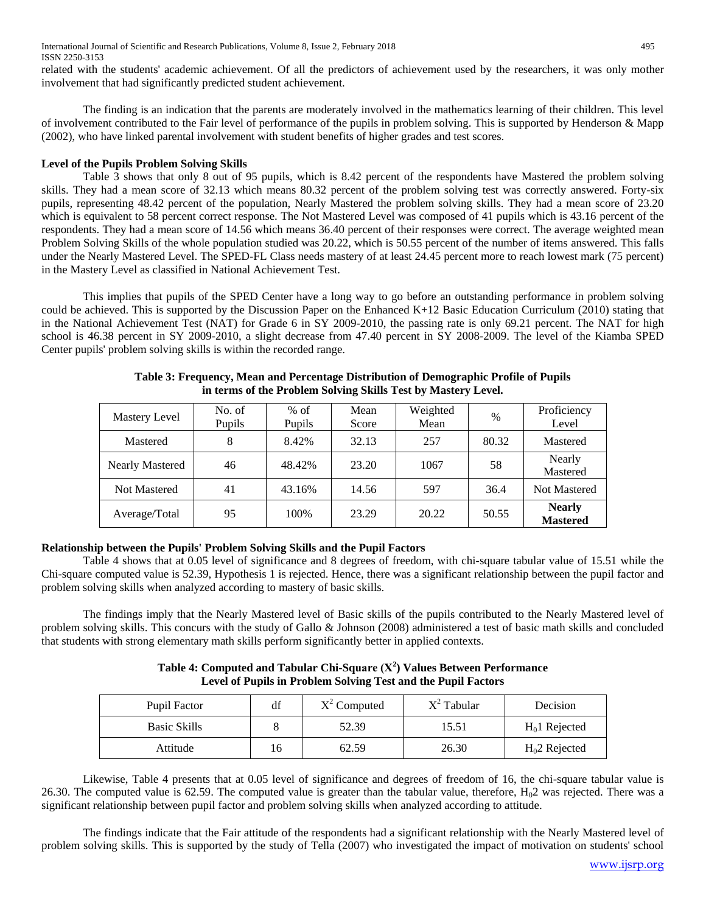related with the students' academic achievement. Of all the predictors of achievement used by the researchers, it was only mother involvement that had significantly predicted student achievement.

The finding is an indication that the parents are moderately involved in the mathematics learning of their children. This level of involvement contributed to the Fair level of performance of the pupils in problem solving. This is supported by Henderson & Mapp (2002), who have linked parental involvement with student benefits of higher grades and test scores.

**Level of the Pupils Problem Solving Skills**

Table 3 shows that only 8 out of 95 pupils, which is 8.42 percent of the respondents have Mastered the problem solving skills. They had a mean score of 32.13 which means 80.32 percent of the problem solving test was correctly answered. Forty-six pupils, representing 48.42 percent of the population, Nearly Mastered the problem solving skills. They had a mean score of 23.20 which is equivalent to 58 percent correct response. The Not Mastered Level was composed of 41 pupils which is 43.16 percent of the respondents. They had a mean score of 14.56 which means 36.40 percent of their responses were correct. The average weighted mean Problem Solving Skills of the whole population studied was 20.22, which is 50.55 percent of the number of items answered. This falls under the Nearly Mastered Level. The SPED-FL Class needs mastery of at least 24.45 percent more to reach lowest mark (75 percent) in the Mastery Level as classified in National Achievement Test.

This implies that pupils of the SPED Center have a long way to go before an outstanding performance in problem solving could be achieved. This is supported by the Discussion Paper on the Enhanced K+12 Basic Education Curriculum (2010) stating that in the National Achievement Test (NAT) for Grade 6 in SY 2009-2010, the passing rate is only 69.21 percent. The NAT for high school is 46.38 percent in SY 2009-2010, a slight decrease from 47.40 percent in SY 2008-2009. The level of the Kiamba SPED Center pupils' problem solving skills is within the recorded range.

**Table 3: Frequency, Mean and Percentage Distribution of Demographic Profile of Pupils in terms of the Problem Solving Skills Test by Mastery Level.**

| Mastery Level | No. of Pupils | % of Pupils | Mean Score | Weighted Mean | % | Proficiency Level |
|---|---|---|---|---|---|---|
| Mastered | 8 | 8.42% | 32.13 | 257 | 80.32 | Mastered |
| Nearly Mastered | 46 | 48.42% | 23.20 | 1067 | 58 | Nearly Mastered |
| Not Mastered | 41 | 43.16% | 14.56 | 597 | 36.4 | Not Mastered |
| Average/Total | 95 | 100% | 23.29 | 20.22 | 50.55 | **Nearly Mastered** |

**Relationship between the Pupils' Problem Solving Skills and the Pupil Factors**

Table 4 shows that at 0.05 level of significance and 8 degrees of freedom, with chi-square tabular value of 15.51 while the Chi-square computed value is 52.39, Hypothesis 1 is rejected. Hence, there was a significant relationship between the pupil factor and problem solving skills when analyzed according to mastery of basic skills.

The findings imply that the Nearly Mastered level of Basic skills of the pupils contributed to the Nearly Mastered level of problem solving skills. This concurs with the study of Gallo & Johnson (2008) administered a test of basic math skills and concluded that students with strong elementary math skills perform significantly better in applied contexts.

**Table 4: Computed and Tabular Chi-Square ($X^2$) Values Between Performance Level of Pupils in Problem Solving Test and the Pupil Factors**

| Pupil Factor | df | $X^2$ Computed | $X^2$ Tabular | Decision |
|---|---|---|---|---|
| Basic Skills | 8 | 52.39 | 15.51 | $H_0$1 Rejected |
| Attitude | 16 | 62.59 | 26.30 | $H_0$2 Rejected |

Likewise, Table 4 presents that at 0.05 level of significance and degrees of freedom of 16, the chi-square tabular value is 26.30. The computed value is 62.59. The computed value is greater than the tabular value, therefore, $H_0$2 was rejected. There was a significant relationship between pupil factor and problem solving skills when analyzed according to attitude.

The findings indicate that the Fair attitude of the respondents had a significant relationship with the Nearly Mastered level of problem solving skills. This is supported by the study of Tella (2007) who investigated the impact of motivation on students' school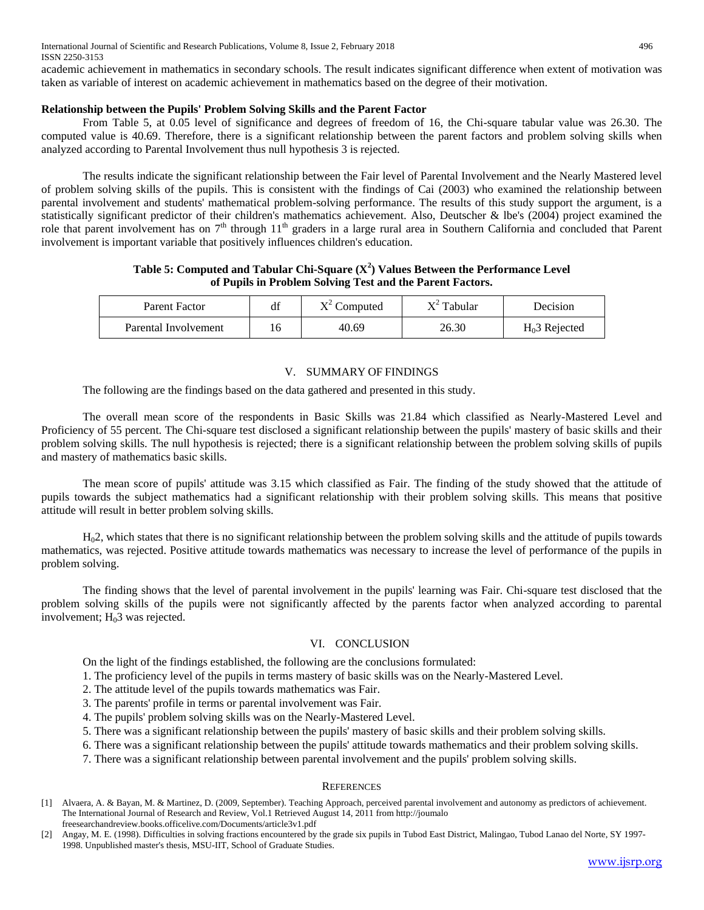academic achievement in mathematics in secondary schools. The result indicates significant difference when extent of motivation was taken as variable of interest on academic achievement in mathematics based on the degree of their motivation.

**Relationship between the Pupils' Problem Solving Skills and the Parent Factor**

From Table 5, at 0.05 level of significance and degrees of freedom of 16, the Chi-square tabular value was 26.30. The computed value is 40.69. Therefore, there is a significant relationship between the parent factors and problem solving skills when analyzed according to Parental Involvement thus null hypothesis 3 is rejected.

The results indicate the significant relationship between the Fair level of Parental Involvement and the Nearly Mastered level of problem solving skills of the pupils. This is consistent with the findings of Cai (2003) who examined the relationship between parental involvement and students' mathematical problem-solving performance. The results of this study support the argument, is a statistically significant predictor of their children's mathematics achievement. Also, Deutscher & lbe's (2004) project examined the role that parent involvement has on 7th through 11th graders in a large rural area in Southern California and concluded that Parent involvement is important variable that positively influences children's education.

**Table 5: Computed and Tabular Chi-Square ($X^2$) Values Between the Performance Level of Pupils in Problem Solving Test and the Parent Factors.**

| Parent Factor | df | $X^2$ Computed | $X^2$ Tabular | Decision |
|---|---|---|---|---|
| Parental Involvement | 16 | 40.69 | 26.30 | $H_0$3 Rejected |

## V. SUMMARY OF FINDINGS

The following are the findings based on the data gathered and presented in this study.

The overall mean score of the respondents in Basic Skills was 21.84 which classified as Nearly-Mastered Level and Proficiency of 55 percent. The Chi-square test disclosed a significant relationship between the pupils' mastery of basic skills and their problem solving skills. The null hypothesis is rejected; there is a significant relationship between the problem solving skills of pupils and mastery of mathematics basic skills.

The mean score of pupils' attitude was 3.15 which classified as Fair. The finding of the study showed that the attitude of pupils towards the subject mathematics had a significant relationship with their problem solving skills. This means that positive attitude will result in better problem solving skills.

$H_0$2, which states that there is no significant relationship between the problem solving skills and the attitude of pupils towards mathematics, was rejected. Positive attitude towards mathematics was necessary to increase the level of performance of the pupils in problem solving.

The finding shows that the level of parental involvement in the pupils' learning was Fair. Chi-square test disclosed that the problem solving skills of the pupils were not significantly affected by the parents factor when analyzed according to parental involvement; $H_0$3 was rejected.

## VI. CONCLUSION

On the light of the findings established, the following are the conclusions formulated:

1. The proficiency level of the pupils in terms mastery of basic skills was on the Nearly-Mastered Level.
2. The attitude level of the pupils towards mathematics was Fair.
3. The parents' profile in terms or parental involvement was Fair.
4. The pupils' problem solving skills was on the Nearly-Mastered Level.
5. There was a significant relationship between the pupils' mastery of basic skills and their problem solving skills.
6. There was a significant relationship between the pupils' attitude towards mathematics and their problem solving skills.
7. There was a significant relationship between parental involvement and the pupils' problem solving skills.

## REFERENCES

[1] Alvaera, A. & Bayan, M. & Martinez, D. (2009, September). Teaching Approach, perceived parental involvement and autonomy as predictors of achievement. The International Journal of Research and Review, Vol.1 Retrieved August 14, 2011 from http://joumalo freesearchandreview.books.officelive.com/Documents/article3v1.pdf

[2] Angay, M. E. (1998). Difficulties in solving fractions encountered by the grade six pupils in Tubod East District, Malingao, Tubod Lanao del Norte, SY 1997-1998. Unpublished master's thesis, MSU-IIT, School of Graduate Studies.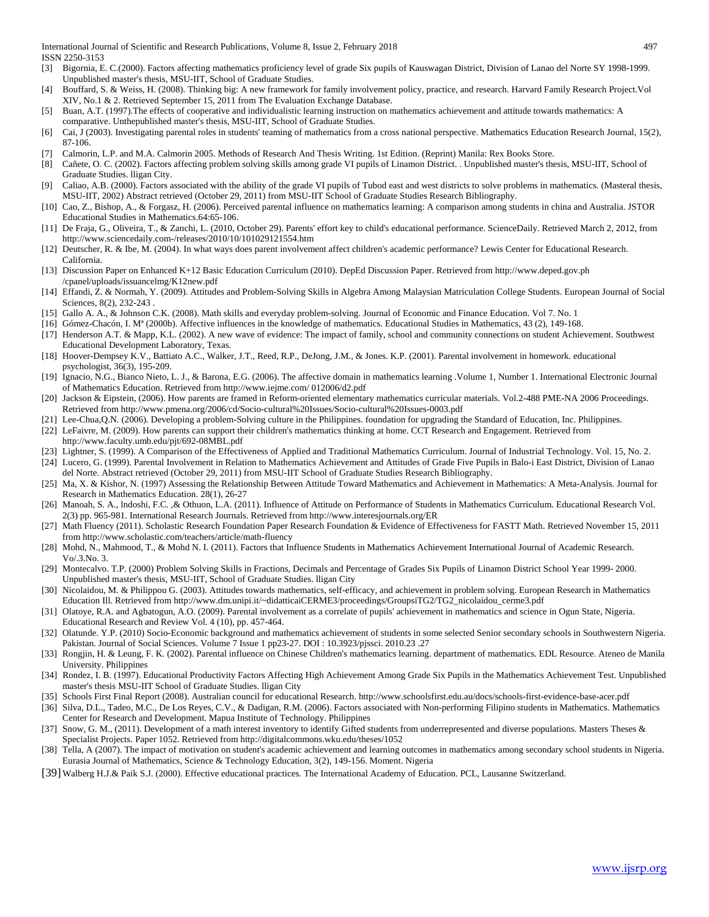[3] Bigornia, E. C.(2000). Factors affecting mathematics proficiency level of grade Six pupils of Kauswagan District, Division of Lanao del Norte SY 1998-1999. Unpublished master's thesis, MSU-IIT, School of Graduate Studies.

[4] Bouffard, S. & Weiss, H. (2008). Thinking big: A new framework for family involvement policy, practice, and research. Harvard Family Research Project.Vol XIV, No.1 & 2. Retrieved September 15, 2011 from The Evaluation Exchange Database.

[5] Buan, A.T. (1997).The effects of cooperative and individualistic learning instruction on mathematics achievement and attitude towards mathematics: A comparative. Unthepublished master's thesis, MSU-IIT, School of Graduate Studies.

[6] Cai, J (2003). Investigating parental roles in students' teaming of mathematics from a cross national perspective. Mathematics Education Research Journal, 15(2), 87-106.

[7] Calmorin, L.P. and M.A. Calmorin 2005. Methods of Research And Thesis Writing. 1st Edition. (Reprint) Manila: Rex Books Store.

[8] Cañete, O. C. (2002). Factors affecting problem solving skills among grade VI pupils of Linamon District. . Unpublished master's thesis, MSU-IIT, School of Graduate Studies. lligan City.

[9] Caliao, A.B. (2000). Factors associated with the ability of the grade VI pupils of Tubod east and west districts to solve problems in mathematics. (Masteral thesis, MSU-IIT, 2002) Abstract retrieved (October 29, 2011) from MSU-IIT School of Graduate Studies Research Bibliography.

[10] Cao, Z., Bishop, A., & Forgasz, H. (2006). Perceived parental influence on mathematics learning: A comparison among students in china and Australia. JSTOR Educational Studies in Mathematics.64:65-106.

[11] De Fraja, G., Oliveira, T., & Zanchi, L. (2010, October 29). Parents' effort key to child's educational performance. ScienceDaily. Retrieved March 2, 2012, from http://www.sciencedaily.com-/releases/2010/10/101029121554.htm

[12] Deutscher, R. & Ibe, M. (2004). In what ways does parent involvement affect children's academic performance? Lewis Center for Educational Research. California.

[13] Discussion Paper on Enhanced K+12 Basic Education Curriculum (2010). DepEd Discussion Paper. Retrieved from http://www.deped.gov.ph /cpanel/uploads/issuancelmg/K12new.pdf

[14] Effandi, Z. & Normah, Y. (2009). Attitudes and Problem-Solving Skills in Algebra Among Malaysian Matriculation College Students. European Journal of Social Sciences, 8(2), 232-243 .

[15] Gallo A. A., & Johnson C.K. (2008). Math skills and everyday problem-solving. Journal of Economic and Finance Education. Vol 7. No. 1

[16] Gómez-Chacón, I. Mª (2000b). Affective influences in the knowledge of mathematics. Educational Studies in Mathematics, 43 (2), 149-168.

[17] Henderson A.T. & Mapp, K.L. (2002). A new wave of evidence: The impact of family, school and community connections on student Achievement. Southwest Educational Development Laboratory, Texas.

[18] Hoover-Dempsey K.V., Battiato A.C., Walker, J.T., Reed, R.P., DeJong, J.M., & Jones. K.P. (2001). Parental involvement in homework. educational psychologist, 36(3), 195-209.

[19] Ignacio, N.G., Bianco Nieto, L. J., & Barona, E.G. (2006). The affective domain in mathematics learning .Volume 1, Number 1. International Electronic Journal of Mathematics Education. Retrieved from http://www.iejme.com/ 012006/d2.pdf

[20] Jackson & Eipstein, (2006). How parents are framed in Reform-oriented elementary mathematics curricular materials. Vol.2-488 PME-NA 2006 Proceedings. Retrieved from http://www.pmena.org/2006/cd/Socio-cultural%20Issues/Socio-cultural%20Issues-0003.pdf

[21] Lee-Chua,Q.N. (2006). Developing a problem-Solving culture in the Philippines. foundation for upgrading the Standard of Education, Inc. Philippines.

[22] LeFaivre, M. (2009). How parents can support their children's mathematics thinking at home. CCT Research and Engagement. Retrieved from http://www.faculty.umb.edu/pjt/692-08MBL.pdf

[23] Lightner, S. (1999). A Comparison of the Effectiveness of Applied and Traditional Mathematics Curriculum. Journal of Industrial Technology. Vol. 15, No. 2.

[24] Lucero, G. (1999). Parental Involvement in Relation to Mathematics Achievement and Attitudes of Grade Five Pupils in Balo-i East District, Division of Lanao del Norte. Abstract retrieved (October 29, 2011) from MSU-IIT School of Graduate Studies Research Bibliography.

[25] Ma, X. & Kishor, N. (1997) Assessing the Relationship Between Attitude Toward Mathematics and Achievement in Mathematics: A Meta-Analysis. Journal for Research in Mathematics Education. 28(1), 26-27

[26] Manoah, S. A., lndoshi, F.C. ,& Othuon, L.A. (2011). Influence of Attitude on Performance of Students in Mathematics Curriculum. Educational Research Vol. 2(3) pp. 965-981. International Research Journals. Retrieved from http://www.interesjournals.org/ER

[27] Math Fluency (2011). Scholastic Research Foundation Paper Research Foundation & Evidence of Effectiveness for FASTT Math. Retrieved November 15, 2011 from http://www.scholastic.com/teachers/article/math-fluency

[28] Mohd, N., Mahmood, T., & Mohd N. I. (2011). Factors that Influence Students in Mathematics Achievement International Journal of Academic Research. Vo/.3.No. 3.

[29] Montecalvo. T.P. (2000) Problem Solving Skills in Fractions, Decimals and Percentage of Grades Six Pupils of Linamon District School Year 1999- 2000. Unpublished master's thesis, MSU-IIT, School of Graduate Studies. lligan City

[30] Nicolaidou, M. & Philippou G. (2003). Attitudes towards mathematics, self-efficacy, and achievement in problem solving. European Research in Mathematics Education Ill. Retrieved from http://www.dm.unipi.it/~didatticaiCERME3/proceedings/GroupsiTG2/TG2_nicolaidou_cerme3.pdf

[31] Olatoye, R.A. and Agbatogun, A.O. (2009). Parental involvement as a correlate of pupils' achievement in mathematics and science in Ogun State, Nigeria. Educational Research and Review Vol. 4 (10), pp. 457-464.

[32] Olatunde. Y.P. (2010) Socio-Economic background and mathematics achievement of students in some selected Senior secondary schools in Southwestern Nigeria. Pakistan. Journal of Social Sciences. Volume 7 Issue 1 pp23-27. DOI : 10.3923/pjssci. 2010.23 .27

[33] Rongjin, H. & Leung, F. K. (2002). Parental influence on Chinese Children's mathematics learning. department of mathematics. EDL Resource. Ateneo de Manila University. Philippines

[34] Rondez, I. B. (1997). Educational Productivity Factors Affecting High Achievement Among Grade Six Pupils in the Mathematics Achievement Test. Unpublished master's thesis MSU-IIT School of Graduate Studies. lligan City

[35] Schools First Final Report (2008). Australian council for educational Research. http://www.schoolsfirst.edu.au/docs/schools-first-evidence-base-acer.pdf

[36] Silva, D.L., Tadeo, M.C., De Los Reyes, C.V., & Dadigan, R.M. (2006). Factors associated with Non-performing Filipino students in Mathematics. Mathematics Center for Research and Development. Mapua Institute of Technology. Philippines

[37] Snow, G. M., (2011). Development of a math interest inventory to identify Gifted students from underrepresented and diverse populations. Masters Theses & Specialist Projects. Paper 1052. Retrieved from http://digitalcommons.wku.edu/theses/1052

[38] Tella, A (2007). The impact of motivation on student's academic achievement and learning outcomes in mathematics among secondary school students in Nigeria. Eurasia Journal of Mathematics, Science & Technology Education, 3(2), 149-156. Moment. Nigeria

[39] Walberg H.J.& Paik S.J. (2000). Effective educational practices. The International Academy of Education. PCL, Lausanne Switzerland.